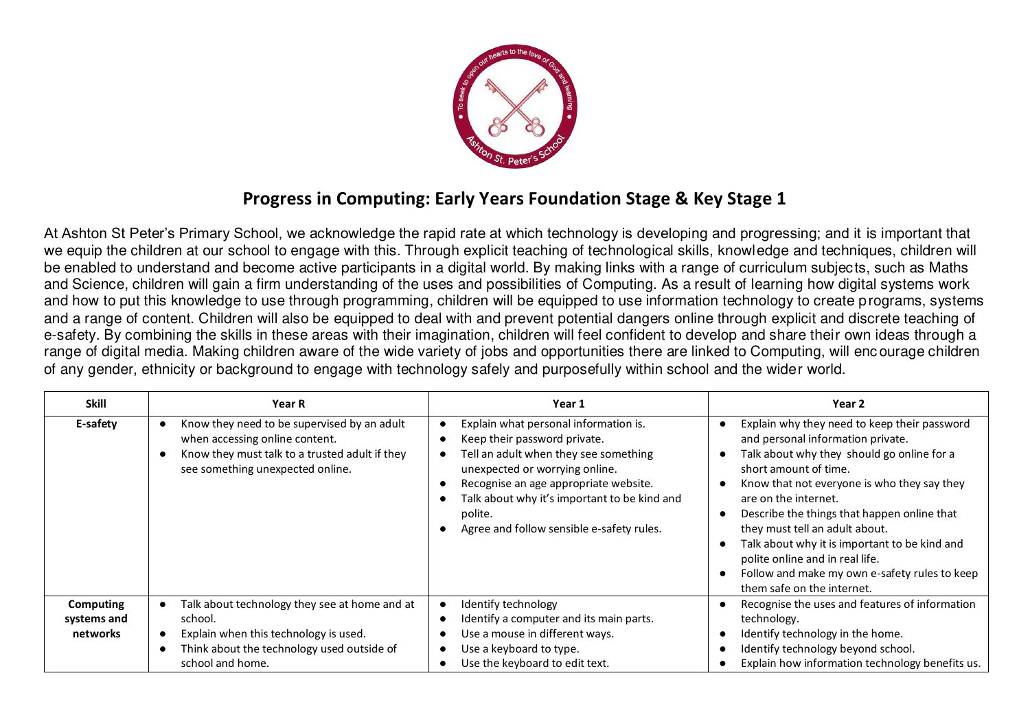## Progress in Computing: Early Years Foundation Stage & Key Stage 1

At Ashton St Peter's Primary School, we acknowledge the rapid rate at which technology is developing and progressing; and it is important that we equip the children at our school to engage with this. Through explicit teaching of technological skills, knowledge and techniques, children will be enabled to understand and become active participants in a digital world. By making links with a range of curriculum subjects, such as Maths and Science, children will gain a firm understanding of the uses and possibilities of Computing. As a result of learning how digital systems work and how to put this knowledge to use through programming, children will be equipped to use information technology to create programs, systems and a range of content. Children will also be equipped to deal with and prevent potential dangers online through explicit and discrete teaching of e-safety. By combining the skills in these areas with their imagination, children will feel confident to develop and share their own ideas through a range of digital media. Making children aware of the wide variety of jobs and opportunities there are linked to Computing, will encourage children of any gender, ethnicity or background to engage with technology safely and purposefully within school and the wider world.

| Skill | Year R | Year 1 | Year 2 |
|---|---|---|---|
| **E-safety** | ● Know they need to be supervised by an adult when accessing online content.<br>● Know they must talk to a trusted adult if they see something unexpected online. | ● Explain what personal information is.<br>● Keep their password private.<br>● Tell an adult when they see something unexpected or worrying online.<br>● Recognise an age appropriate website.<br>● Talk about why it's important to be kind and polite.<br>● Agree and follow sensible e-safety rules. | ● Explain why they need to keep their password and personal information private.<br>● Talk about why they should go online for a short amount of time.<br>● Know that not everyone is who they say they are on the internet.<br>● Describe the things that happen online that they must tell an adult about.<br>● Talk about why it is important to be kind and polite online and in real life.<br>● Follow and make my own e-safety rules to keep them safe on the internet. |
| **Computing systems and networks** | ● Talk about technology they see at home and at school.<br>● Explain when this technology is used.<br>● Think about the technology used outside of school and home. | ● Identify technology<br>● Identify a computer and its main parts.<br>● Use a mouse in different ways.<br>● Use a keyboard to type.<br>● Use the keyboard to edit text. | ● Recognise the uses and features of information technology.<br>● Identify technology in the home.<br>● Identify technology beyond school.<br>● Explain how information technology benefits us. |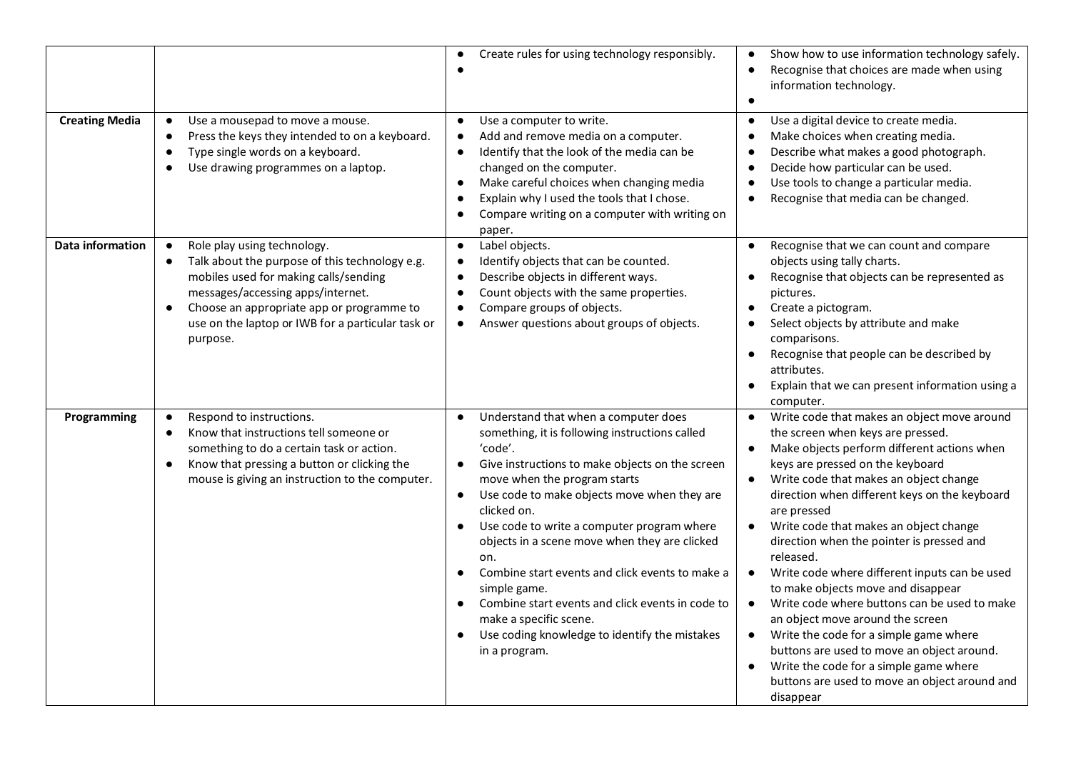| | | | |
|---|---|---|---|
| | | ● Create rules for using technology responsibly.<br>● | ● Show how to use information technology safely.<br>● Recognise that choices are made when using information technology.<br>● |
| **Creating Media** | ● Use a mousepad to move a mouse.<br>● Press the keys they intended to on a keyboard.<br>● Type single words on a keyboard.<br>● Use drawing programmes on a laptop. | ● Use a computer to write.<br>● Add and remove media on a computer.<br>● Identify that the look of the media can be changed on the computer.<br>● Make careful choices when changing media<br>● Explain why I used the tools that I chose.<br>● Compare writing on a computer with writing on paper. | ● Use a digital device to create media.<br>● Make choices when creating media.<br>● Describe what makes a good photograph.<br>● Decide how particular can be used.<br>● Use tools to change a particular media.<br>● Recognise that media can be changed. |
| **Data information** | ● Role play using technology.<br>● Talk about the purpose of this technology e.g. mobiles used for making calls/sending messages/accessing apps/internet.<br>● Choose an appropriate app or programme to use on the laptop or IWB for a particular task or purpose. | ● Label objects.<br>● Identify objects that can be counted.<br>● Describe objects in different ways.<br>● Count objects with the same properties.<br>● Compare groups of objects.<br>● Answer questions about groups of objects. | ● Recognise that we can count and compare objects using tally charts.<br>● Recognise that objects can be represented as pictures.<br>● Create a pictogram.<br>● Select objects by attribute and make comparisons.<br>● Recognise that people can be described by attributes.<br>● Explain that we can present information using a computer. |
| **Programming** | ● Respond to instructions.<br>● Know that instructions tell someone or something to do a certain task or action.<br>● Know that pressing a button or clicking the mouse is giving an instruction to the computer. | ● Understand that when a computer does something, it is following instructions called 'code'.<br>● Give instructions to make objects on the screen move when the program starts<br>● Use code to make objects move when they are clicked on.<br>● Use code to write a computer program where objects in a scene move when they are clicked on.<br>● Combine start events and click events to make a simple game.<br>● Combine start events and click events in code to make a specific scene.<br>● Use coding knowledge to identify the mistakes in a program. | ● Write code that makes an object move around the screen when keys are pressed.<br>● Make objects perform different actions when keys are pressed on the keyboard<br>● Write code that makes an object change direction when different keys on the keyboard are pressed<br>● Write code that makes an object change direction when the pointer is pressed and released.<br>● Write code where different inputs can be used to make objects move and disappear<br>● Write code where buttons can be used to make an object move around the screen<br>● Write the code for a simple game where buttons are used to move an object around.<br>● Write the code for a simple game where buttons are used to move an object around and disappear |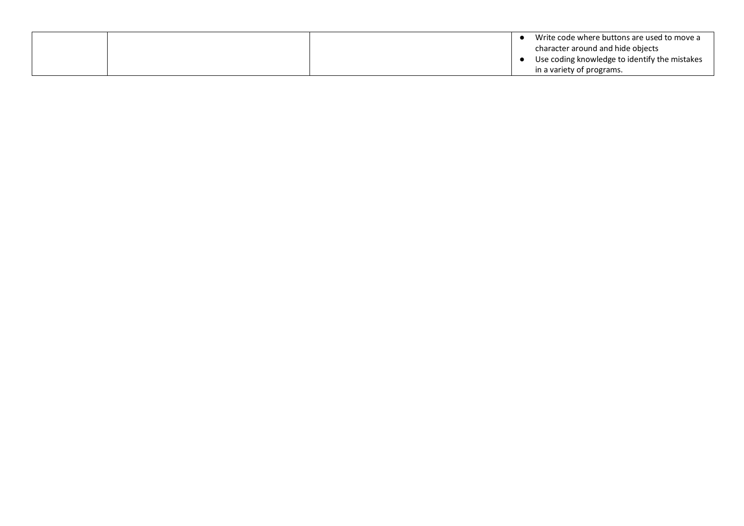| | | | |
|---|---|---|---|
| | | | • Write code where buttons are used to move a character around and hide objects<br>• Use coding knowledge to identify the mistakes in a variety of programs. |